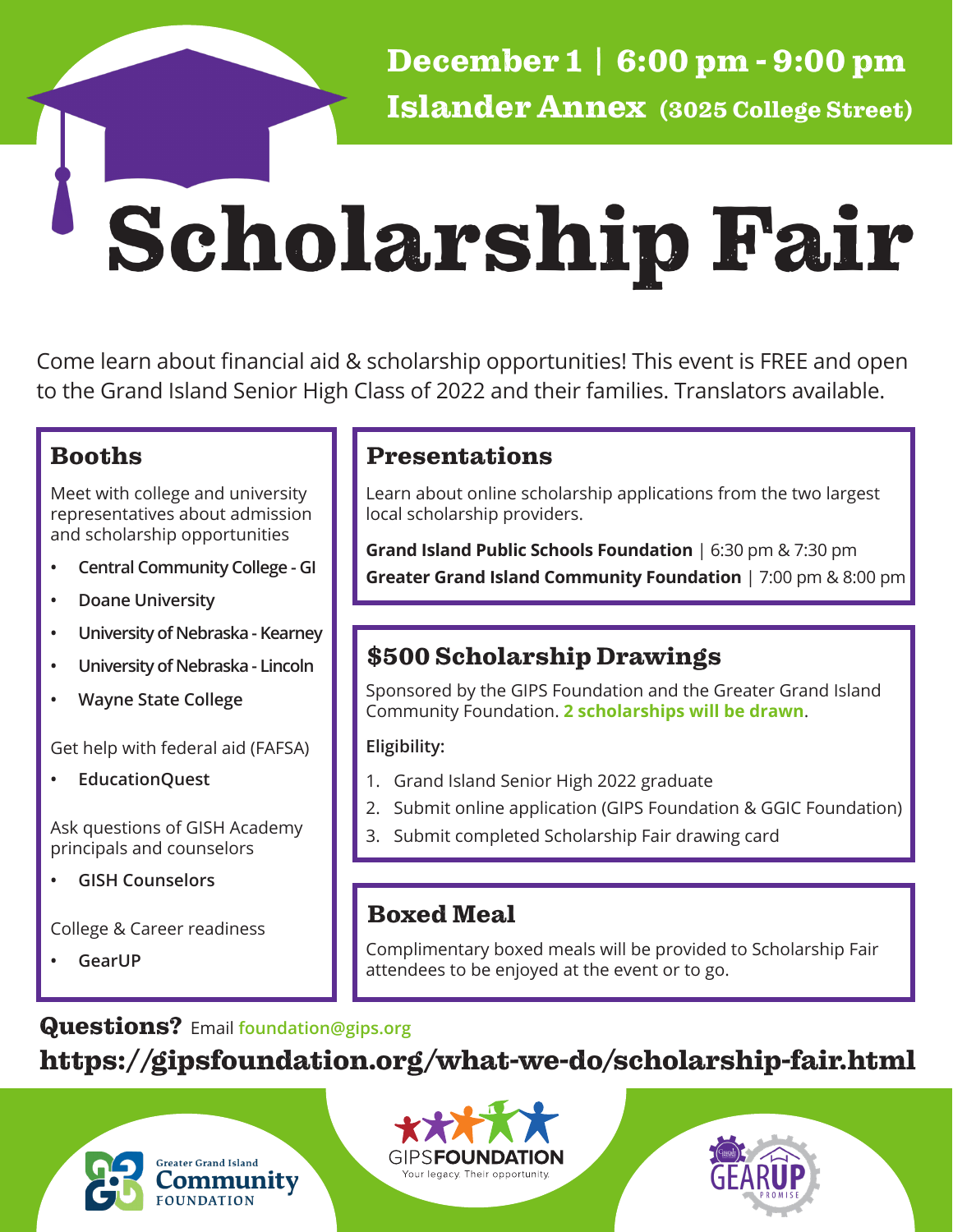**December 1 | 6:00 pm - 9:00 pm**
**Islander Annex (3025 College Street)**

# Scholarship Fair

Come learn about financial aid & scholarship opportunities! This event is FREE and open to the Grand Island Senior High Class of 2022 and their families. Translators available.

## Booths

Meet with college and university representatives about admission and scholarship opportunities

- **Central Community College - GI**
- **Doane University**
- **University of Nebraska - Kearney**
- **University of Nebraska - Lincoln**
- **Wayne State College**

Get help with federal aid (FAFSA)

- **EducationQuest**

Ask questions of GISH Academy principals and counselors

- **GISH Counselors**

College & Career readiness

- **GearUP**

## Presentations

Learn about online scholarship applications from the two largest local scholarship providers.

**Grand Island Public Schools Foundation** | 6:30 pm & 7:30 pm
**Greater Grand Island Community Foundation** | 7:00 pm & 8:00 pm

## $500 Scholarship Drawings

Sponsored by the GIPS Foundation and the Greater Grand Island Community Foundation. **2 scholarships will be drawn**.

**Eligibility:**

1. Grand Island Senior High 2022 graduate
2. Submit online application (GIPS Foundation & GGIC Foundation)
3. Submit completed Scholarship Fair drawing card

## Boxed Meal

Complimentary boxed meals will be provided to Scholarship Fair attendees to be enjoyed at the event or to go.

**Questions?** Email foundation@gips.org

**https://gipsfoundation.org/what-we-do/scholarship-fair.html**

Greater Grand Island Community Foundation

GIPS FOUNDATION
Your legacy. Their opportunity.

GEAR UP PROMISE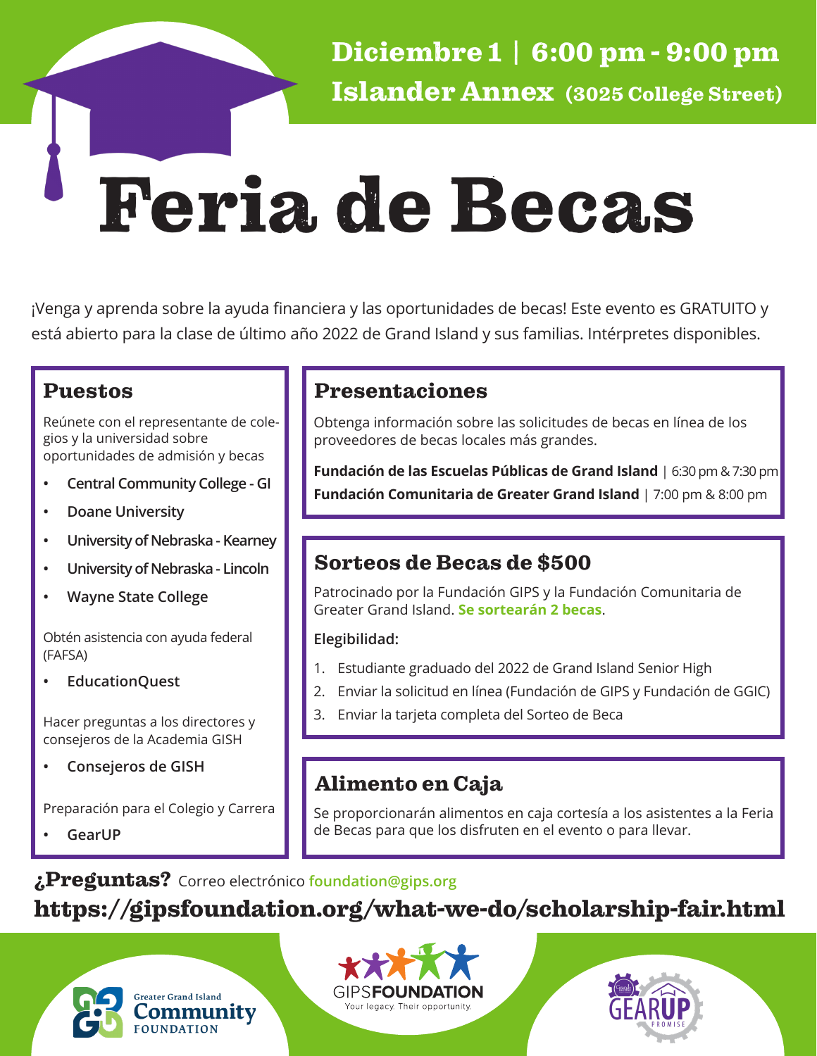**Diciembre 1 | 6:00 pm - 9:00 pm**
**Islander Annex (3025 College Street)**

# Feria de Becas

¡Venga y aprenda sobre la ayuda financiera y las oportunidades de becas! Este evento es GRATUITO y está abierto para la clase de último año 2022 de Grand Island y sus familias. Intérpretes disponibles.

## Puestos

Reúnete con el representante de colegios y la universidad sobre oportunidades de admisión y becas

- **Central Community College - GI**
- **Doane University**
- **University of Nebraska - Kearney**
- **University of Nebraska - Lincoln**
- **Wayne State College**

Obtén asistencia con ayuda federal (FAFSA)

- **EducationQuest**

Hacer preguntas a los directores y consejeros de la Academia GISH

- **Consejeros de GISH**

Preparación para el Colegio y Carrera

- **GearUP**

## Presentaciones

Obtenga información sobre las solicitudes de becas en línea de los proveedores de becas locales más grandes.

**Fundación de las Escuelas Públicas de Grand Island** | 6:30 pm & 7:30 pm
**Fundación Comunitaria de Greater Grand Island** | 7:00 pm & 8:00 pm

## Sorteos de Becas de $500

Patrocinado por la Fundación GIPS y la Fundación Comunitaria de Greater Grand Island. **Se sortearán 2 becas**.

**Elegibilidad:**

1. Estudiante graduado del 2022 de Grand Island Senior High
2. Enviar la solicitud en línea (Fundación de GIPS y Fundación de GGIC)
3. Enviar la tarjeta completa del Sorteo de Beca

## Alimento en Caja

Se proporcionarán alimentos en caja cortesía a los asistentes a la Feria de Becas para que los disfruten en el evento o para llevar.

**¿Preguntas?** Correo electrónico foundation@gips.org

**https://gipsfoundation.org/what-we-do/scholarship-fair.html**

Greater Grand Island Community Foundation

GIPS FOUNDATION
Your legacy. Their opportunity.

GEAR UP PROMISE